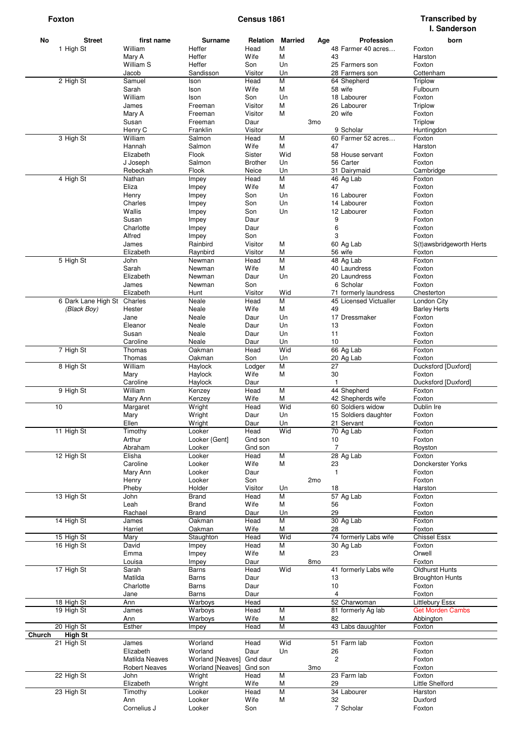**Foxton** **Census 1861** **Transcribed by I. Sanderson**

| No | Street | first name | Surname | Relation | Married | Age | Profession | born |
|---|---|---|---|---|---|---|---|---|
| 1 | High St | William | Heffer | Head | M | 48 | Farmer 40 acres… | Foxton |
| | | Mary A | Heffer | Wife | M | 43 | | Harston |
| | | William S | Heffer | Son | Un | 25 | Farmers son | Foxton |
| | | Jacob | Sandisson | Visitor | Un | 28 | Farmers son | Cottenham |
| 2 | High St | Samuel | Ison | Head | M | 64 | Shepherd | Triplow |
| | | Sarah | Ison | Wife | M | 58 | wife | Fulbourn |
| | | William | Ison | Son | Un | 18 | Labourer | Foxton |
| | | James | Freeman | Visitor | M | 26 | Labourer | Triplow |
| | | Mary A | Freeman | Visitor | M | 20 | wife | Foxton |
| | | Susan | Freeman | Daur | | 3mo | | Triplow |
| | | Henry C | Franklin | Visitor | | 9 | Scholar | Huntingdon |
| 3 | High St | William | Salmon | Head | M | 60 | Farmer 52 acres… | Foxton |
| | | Hannah | Salmon | Wife | M | 47 | | Harston |
| | | Elizabeth | Flook | Sister | Wid | 58 | House servant | Foxton |
| | | J Joseph | Salmon | Brother | Un | 56 | Carter | Foxton |
| | | Rebeckah | Flook | Neice | Un | 31 | Dairymaid | Cambridge |
| 4 | High St | Nathan | Impey | Head | M | 46 | Ag Lab | Foxton |
| | | Eliza | Impey | Wife | M | 47 | | Foxton |
| | | Henry | Impey | Son | Un | 16 | Labourer | Foxton |
| | | Charles | Impey | Son | Un | 14 | Labourer | Foxton |
| | | Wallis | Impey | Son | Un | 12 | Labourer | Foxton |
| | | Susan | Impey | Daur | | 9 | | Foxton |
| | | Charlotte | Impey | Daur | | 6 | | Foxton |
| | | Alfred | Impey | Son | | 3 | | Foxton |
| | | James | Rainbird | Visitor | M | 60 | Ag Lab | S(t)awsbridgeworth Herts |
| | | Elizabeth | Raynbird | Visitor | M | 56 | wife | Foxton |
| 5 | High St | John | Newman | Head | M | 48 | Ag Lab | Foxton |
| | | Sarah | Newman | Wife | M | 40 | Laundress | Foxton |
| | | Elizabeth | Newman | Daur | Un | 20 | Laundress | Foxton |
| | | James | Newman | Son | | 6 | Scholar | Foxton |
| | | Elizabeth | Hunt | Visitor | Wid | 71 | formerly laundress | Chesterton |
| 6 | Dark Lane High St *(Black Boy)* | Charles | Neale | Head | M | 45 | Licensed Victualler | London City |
| | | Hester | Neale | Wife | M | 49 | | Barley Herts |
| | | Jane | Neale | Daur | Un | 17 | Dressmaker | Foxton |
| | | Eleanor | Neale | Daur | Un | 13 | | Foxton |
| | | Susan | Neale | Daur | Un | 11 | | Foxton |
| | | Caroline | Neale | Daur | Un | 10 | | Foxton |
| 7 | High St | Thomas | Oakman | Head | Wid | 66 | Ag Lab | Foxton |
| | | Thomas | Oakman | Son | Un | 20 | Ag Lab | Foxton |
| 8 | High St | William | Haylock | Lodger | M | 27 | | Ducksford [Duxford] |
| | | Mary | Haylock | Wife | M | 30 | | Foxton |
| | | Caroline | Haylock | Daur | | 1 | | Ducksford [Duxford] |
| 9 | High St | William | Kenzey | Head | M | 44 | Shepherd | Foxton |
| | | Mary Ann | Kenzey | Wife | M | 42 | Shepherds wife | Foxton |
| 10 | | Margaret | Wright | Head | Wid | 60 | Soldiers widow | Dublin Ire |
| | | Mary | Wright | Daur | Un | 15 | Soldiers daughter | Foxton |
| | | Ellen | Wright | Daur | Un | 21 | Servant | Foxton |
| 11 | High St | Timothy | Looker | Head | Wid | 70 | Ag Lab | Foxton |
| | | Arthur | Looker {Gent] | Gnd son | | 10 | | Foxton |
| | | Abraham | Looker | Gnd son | | 7 | | Royston |
| 12 | High St | Elisha | Looker | Head | M | 28 | Ag Lab | Foxton |
| | | Caroline | Looker | Wife | M | 23 | | Donckerster Yorks |
| | | Mary Ann | Looker | Daur | | 1 | | Foxton |
| | | Henry | Looker | Son | | 2mo | | Foxton |
| | | Pheby | Holder | Visitor | Un | 18 | | Harston |
| 13 | High St | John | Brand | Head | M | 57 | Ag Lab | Foxton |
| | | Leah | Brand | Wife | M | 56 | | Foxton |
| | | Rachael | Brand | Daur | Un | 29 | | Foxton |
| 14 | High St | James | Oakman | Head | M | 30 | Ag Lab | Foxton |
| | | Harriet | Oakman | Wife | M | 28 | | Foxton |
| 15 | High St | Mary | Staughton | Head | Wid | 74 | formerly Labs wife | Chissel Essx |
| 16 | High St | David | Impey | Head | M | 30 | Ag Lab | Foxton |
| | | Emma | Impey | Wife | M | 23 | | Orwell |
| | | Louisa | Impey | Daur | | 8mo | | Foxton |
| 17 | High St | Sarah | Barns | Head | Wid | 41 | formerly Labs wife | Oldhurst Hunts |
| | | Matilda | Barns | Daur | | 13 | | Broughton Hunts |
| | | Charlotte | Barns | Daur | | 10 | | Foxton |
| | | Jane | Barns | Daur | | 4 | | Foxton |
| 18 | High St | Ann | Warboys | Head | | 52 | Charwoman | Littlebury Essx |
| 19 | High St | James | Warboys | Head | M | 81 | formerly Ag lab | Get Morden Cambs |
| | | Ann | Warboys | Wife | M | 82 | | Abbington |
| 20 | High St | Esther | Impey | Head | M | 43 | Labs dauughter | Foxton |
| Church | High St | | | | | | | |
| 21 | High St | James | Worland | Head | Wid | 51 | Farm lab | Foxton |
| | | Elizabeth | Worland | Daur | Un | 26 | | Foxton |
| | | Matilda Neaves | Worland [Neaves] | Gnd daur | | 2 | | Foxton |
| | | Robert Neaves | Worland [Neaves] | Gnd son | | 3mo | | Foxton |
| 22 | High St | John | Wright | Head | M | 23 | Farm lab | Foxton |
| | | Elizabeth | Wright | Wife | M | 29 | | Little Shelford |
| 23 | High St | Timothy | Looker | Head | M | 34 | Labourer | Harston |
| | | Ann | Looker | Wife | M | 32 | | Duxford |
| | | Cornelius J | Looker | Son | | 7 | Scholar | Foxton |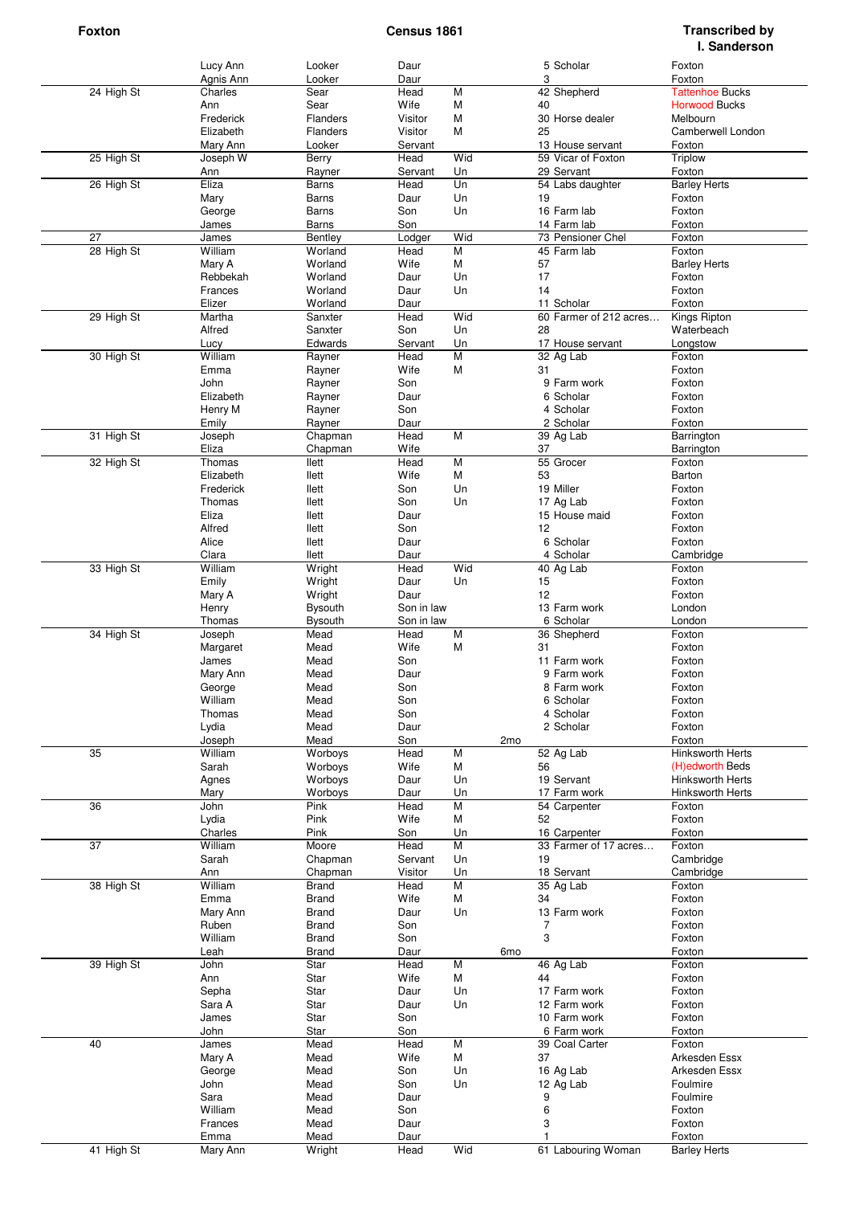| | | | | | | | |
|---|---|---|---|---|---|---|---|
| | Lucy Ann | Looker | Daur | | 5 | Scholar | Foxton |
| | Agnis Ann | Looker | Daur | | 3 | | Foxton |
| 24 High St | Charles | Sear | Head | M | 42 | Shepherd | Tattenhoe Bucks |
| | Ann | Sear | Wife | M | 40 | | Horwood Bucks |
| | Frederick | Flanders | Visitor | M | 30 | Horse dealer | Melbourn |
| | Elizabeth | Flanders | Visitor | M | 25 | | Camberwell London |
| | Mary Ann | Looker | Servant | | 13 | House servant | Foxton |
| 25 High St | Joseph W | Berry | Head | Wid | 59 | Vicar of Foxton | Triplow |
| | Ann | Rayner | Servant | Un | 29 | Servant | Foxton |
| 26 High St | Eliza | Barns | Head | Un | 54 | Labs daughter | Barley Herts |
| | Mary | Barns | Daur | Un | 19 | | Foxton |
| | George | Barns | Son | Un | 16 | Farm lab | Foxton |
| | James | Barns | Son | | 14 | Farm lab | Foxton |
| 27 | James | Bentley | Lodger | Wid | 73 | Pensioner Chel | Foxton |
| 28 High St | William | Worland | Head | M | 45 | Farm lab | Foxton |
| | Mary A | Worland | Wife | M | 57 | | Barley Herts |
| | Rebbekah | Worland | Daur | Un | 17 | | Foxton |
| | Frances | Worland | Daur | Un | 14 | | Foxton |
| | Elizer | Worland | Daur | | 11 | Scholar | Foxton |
| 29 High St | Martha | Sanxter | Head | Wid | 60 | Farmer of 212 acres… | Kings Ripton |
| | Alfred | Saxter | Son | Un | 28 | | Waterbeach |
| | Lucy | Edwards | Servant | Un | 17 | House servant | Longstow |
| 30 High St | William | Rayner | Head | M | 32 | Ag Lab | Foxton |
| | Emma | Rayner | Wife | M | 31 | | Foxton |
| | John | Rayner | Son | | 9 | Farm work | Foxton |
| | Elizabeth | Rayner | Daur | | 6 | Scholar | Foxton |
| | Henry M | Rayner | Son | | 4 | Scholar | Foxton |
| | Emily | Rayner | Daur | | 2 | Scholar | Foxton |
| 31 High St | Joseph | Chapman | Head | M | 39 | Ag Lab | Barrington |
| | Eliza | Chapman | Wife | | 37 | | Barrington |
| 32 High St | Thomas | Ilett | Head | M | 55 | Grocer | Foxton |
| | Elizabeth | Ilett | Wife | M | 53 | | Barton |
| | Frederick | Ilett | Son | Un | 19 | Miller | Foxton |
| | Thomas | Ilett | Son | Un | 17 | Ag Lab | Foxton |
| | Eliza | Ilett | Daur | | 15 | House maid | Foxton |
| | Alfred | Ilett | Son | | 12 | | Foxton |
| | Alice | Ilett | Daur | | 6 | Scholar | Foxton |
| | Clara | Ilett | Daur | | 4 | Scholar | Cambridge |
| 33 High St | William | Wright | Head | Wid | 40 | Ag Lab | Foxton |
| | Emily | Wright | Daur | Un | 15 | | Foxton |
| | Mary A | Wright | Daur | | 12 | | Foxton |
| | Henry | Bysouth | Son in law | | 13 | Farm work | London |
| | Thomas | Bysouth | Son in law | | 6 | Scholar | London |
| 34 High St | Joseph | Mead | Head | M | 36 | Shepherd | Foxton |
| | Margaret | Mead | Wife | M | 31 | | Foxton |
| | James | Mead | Son | | 11 | Farm work | Foxton |
| | Mary Ann | Mead | Daur | | 9 | Farm work | Foxton |
| | George | Mead | Son | | 8 | Farm work | Foxton |
| | William | Mead | Son | | 6 | Scholar | Foxton |
| | Thomas | Mead | Son | | 4 | Scholar | Foxton |
| | Lydia | Mead | Daur | | 2 | Scholar | Foxton |
| | Joseph | Mead | Son | | 2mo | | Foxton |
| 35 | William | Worboys | Head | M | 52 | Ag Lab | Hinksworth Herts |
| | Sarah | Worboys | Wife | M | 56 | | (H)edworth Beds |
| | Agnes | Worboys | Daur | Un | 19 | Servant | Hinksworth Herts |
| | Mary | Worboys | Daur | Un | 17 | Farm work | Hinksworth Herts |
| 36 | John | Pink | Head | M | 54 | Carpenter | Foxton |
| | Lydia | Pink | Wife | M | 52 | | Foxton |
| | Charles | Pink | Son | Un | 16 | Carpenter | Foxton |
| 37 | William | Moore | Head | M | 33 | Farmer of 17 acres… | Foxton |
| | Sarah | Chapman | Servant | Un | 19 | | Cambridge |
| | Ann | Chapman | Visitor | Un | 18 | Servant | Cambridge |
| 38 High St | William | Brand | Head | M | 35 | Ag Lab | Foxton |
| | Emma | Brand | Wife | M | 34 | | Foxton |
| | Mary Ann | Brand | Daur | Un | 13 | Farm work | Foxton |
| | Ruben | Brand | Son | | 7 | | Foxton |
| | William | Brand | Son | | 3 | | Foxton |
| | Leah | Brand | Daur | | 6mo | | Foxton |
| 39 High St | John | Star | Head | M | 46 | Ag Lab | Foxton |
| | Ann | Star | Wife | M | 44 | | Foxton |
| | Sepha | Star | Daur | Un | 17 | Farm work | Foxton |
| | Sara A | Star | Daur | Un | 12 | Farm work | Foxton |
| | James | Star | Son | | 10 | Farm work | Foxton |
| | John | Star | Son | | 6 | Farm work | Foxton |
| 40 | James | Mead | Head | M | 39 | Coal Carter | Foxton |
| | Mary A | Mead | Wife | M | 37 | | Arkesden Essx |
| | George | Mead | Son | Un | 16 | Ag Lab | Arkesden Essx |
| | John | Mead | Son | Un | 12 | Ag Lab | Foulmire |
| | Sara | Mead | Daur | | 9 | | Foulmire |
| | William | Mead | Son | | 6 | | Foxton |
| | Frances | Mead | Daur | | 3 | | Foxton |
| | Emma | Mead | Daur | | 1 | | Foxton |
| 41 High St | Mary Ann | Wright | Head | Wid | 61 | Labouring Woman | Barley Herts |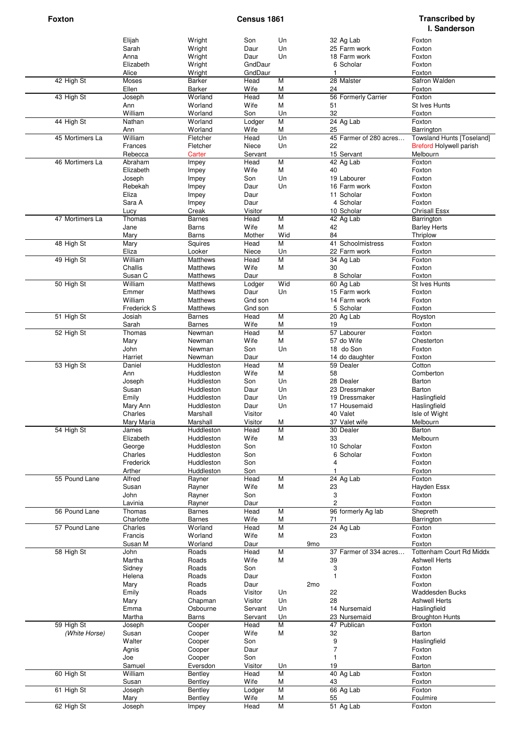| Foxton | | Census 1861 | | | | | Transcribed by I. Sanderson |
|---|---|---|---|---|---|---|---|
| | Elijah | Wright | Son | Un | | 32 Ag Lab | Foxton |
| | Sarah | Wright | Daur | Un | | 25 Farm work | Foxton |
| | Anna | Wright | Daur | Un | | 18 Farm work | Foxton |
| | Elizabeth | Wright | GndDaur | | | 6 Scholar | Foxton |
| | Alice | Wright | GndDaur | | | 1 | Foxton |
| 42 High St | Moses | Barker | Head | M | | 28 Malster | Safron Walden |
| | Ellen | Barker | Wife | M | | 24 | Foxton |
| 43 High St | Joseph | Worland | Head | M | | 56 Formerly Carrier | Foxton |
| | Ann | Worland | Wife | M | | 51 | St Ives Hunts |
| | William | Worland | Son | Un | | 32 | Foxton |
| 44 High St | Nathan | Worland | Lodger | M | | 24 Ag Lab | Foxton |
| | Ann | Worland | Wife | M | | 25 | Barrington |
| 45 Mortimers La | William | Fletcher | Head | Un | | 45 Farmer of 280 acres… | Towsland Hunts [Toseland] |
| | Frances | Fletcher | Niece | Un | | 22 | Breford Holywell parish |
| | Rebecca | Carter | Servant | | | 15 Servant | Melbourn |
| 46 Mortimers La | Abraham | Impey | Head | M | | 42 Ag Lab | Foxton |
| | Elizabeth | Impey | Wife | M | | 40 | Foxton |
| | Joseph | Impey | Son | Un | | 19 Labourer | Foxton |
| | Rebekah | Impey | Daur | Un | | 16 Farm work | Foxton |
| | Eliza | Impey | Daur | | | 11 Scholar | Foxton |
| | Sara A | Impey | Daur | | | 4 Scholar | Foxton |
| | Lucy | Creak | Visitor | | | 10 Scholar | Chrisall Essx |
| 47 Mortimers La | Thomas | Barnes | Head | M | | 42 Ag Lab | Barrington |
| | Jane | Barns | Wife | M | | 42 | Barley Herts |
| | Mary | Barns | Mother | Wid | | 84 | Thriplow |
| 48 High St | Mary | Squires | Head | M | | 41 Schoolmistress | Foxton |
| | Eliza | Looker | Niece | Un | | 22 Farm work | Foxton |
| 49 High St | William | Matthews | Head | M | | 34 Ag Lab | Foxton |
| | Challis | Matthews | Wife | M | | 30 | Foxton |
| | Susan C | Matthews | Daur | | | 8 Scholar | Foxton |
| 50 High St | William | Matthews | Lodger | Wid | | 60 Ag Lab | St Ives Hunts |
| | Emmer | Matthews | Daur | Un | | 15 Farm work | Foxton |
| | William | Matthews | Gnd son | | | 14 Farm work | Foxton |
| | Frederick S | Matthews | Gnd son | | | 5 Scholar | Foxton |
| 51 High St | Josiah | Barnes | Head | M | | 20 Ag Lab | Royston |
| | Sarah | Barnes | Wife | M | | 19 | Foxton |
| 52 High St | Thomas | Newman | Head | M | | 57 Labourer | Foxton |
| | Mary | Newman | Wife | M | | 57 do Wife | Chesterton |
| | John | Newman | Son | Un | | 18 do Son | Foxton |
| | Harriet | Newman | Daur | | | 14 do daughter | Foxton |
| 53 High St | Daniel | Huddleston | Head | M | | 59 Dealer | Cotton |
| | Ann | Huddleston | Wife | M | | 58 | Comberton |
| | Joseph | Huddleston | Son | Un | | 28 Dealer | Barton |
| | Susan | Huddleston | Daur | Un | | 23 Dressmaker | Barton |
| | Emily | Huddleston | Daur | Un | | 19 Dressmaker | Haslingfield |
| | Mary Ann | Huddleston | Daur | Un | | 17 Housemaid | Haslingfield |
| | Charles | Marshall | Visitor | | | 40 Valet | Isle of Wight |
| | Mary Maria | Marshall | Visitor | M | | 37 Valet wife | Melbourn |
| 54 High St | James | Huddleston | Head | M | | 30 Dealer | Barton |
| | Elizabeth | Huddleston | Wife | M | | 33 | Melbourn |
| | George | Huddleston | Son | | | 10 Scholar | Foxton |
| | Charles | Huddleston | Son | | | 6 Scholar | Foxton |
| | Frederick | Huddleston | Son | | | 4 | Foxton |
| | Arther | Huddleston | Son | | | 1 | Foxton |
| 55 Pound Lane | Alfred | Rayner | Head | M | | 24 Ag Lab | Foxton |
| | Susan | Rayner | Wife | M | | 23 | Hayden Essx |
| | John | Rayner | Son | | | 3 | Foxton |
| | Lavinia | Rayner | Daur | | | 2 | Foxton |
| 56 Pound Lane | Thomas | Barnes | Head | M | | 96 formerly Ag lab | Shepreth |
| | Charlotte | Barnes | Wife | M | | 71 | Barrington |
| 57 Pound Lane | Charles | Worland | Head | M | | 24 Ag Lab | Foxton |
| | Francis | Worland | Wife | M | | 23 | Foxton |
| | Susan M | Worland | Daur | | 9mo | | Foxton |
| 58 High St | John | Roads | Head | M | | 37 Farmer of 334 acres… | Tottenham Court Rd Middx |
| | Martha | Roads | Wife | M | | 39 | Ashwell Herts |
| | Sidney | Roads | Son | | | 3 | Foxton |
| | Helena | Roads | Daur | | | 1 | Foxton |
| | Mary | Roads | Daur | | 2mo | | Foxton |
| | Emily | Roads | Visitor | Un | | 22 | Waddesden Bucks |
| | Mary | Chapman | Visitor | Un | | 28 | Ashwell Herts |
| | Emma | Osbourne | Servant | Un | | 14 Nursemaid | Haslingfield |
| | Martha | Barns | Servant | Un | | 23 Nursemaid | Broughton Hunts |
| 59 High St *(White Horse)* | Joseph | Cooper | Head | M | | 47 Publican | Foxton |
| | Susan | Cooper | Wife | M | | 32 | Barton |
| | Walter | Cooper | Son | | | 9 | Haslingfield |
| | Agnis | Cooper | Daur | | | 7 | Foxton |
| | Joe | Cooper | Son | | | 1 | Foxton |
| | Samuel | Eversdon | Visitor | Un | | 19 | Barton |
| 60 High St | William | Bentley | Head | M | | 40 Ag Lab | Foxton |
| | Susan | Bentley | Wife | M | | 43 | Foxton |
| 61 High St | Joseph | Bentley | Lodger | M | | 66 Ag Lab | Foxton |
| | Mary | Bentley | Wife | M | | 55 | Foulmire |
| 62 High St | Joseph | Impey | Head | M | | 51 Ag Lab | Foxton |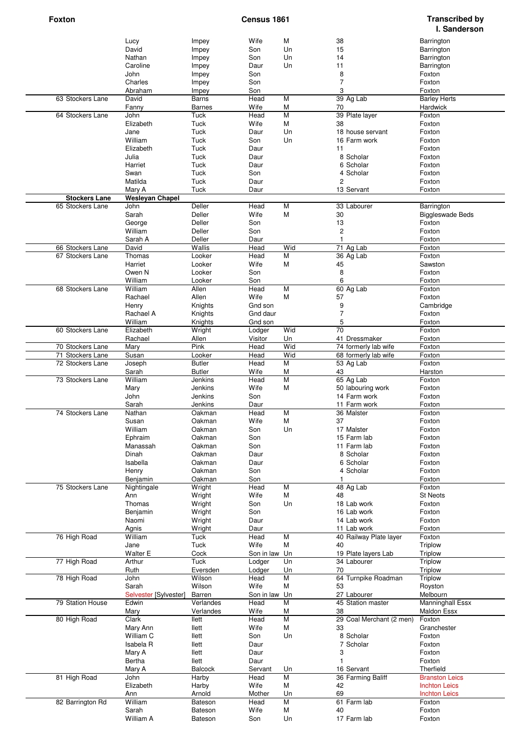| Foxton | | | Census 1861 | | | Transcribed by I. Sanderson |
|---|---|---|---|---|---|---|
| | Lucy | Impey | Wife | M | 38 | Barrington |
| | David | Impey | Son | Un | 15 | Barrington |
| | Nathan | Impey | Son | Un | 14 | Barrington |
| | Caroline | Impey | Daur | Un | 11 | Barrington |
| | John | Impey | Son | | 8 | Foxton |
| | Charles | Impey | Son | | 7 | Foxton |
| | Abraham | Impey | Son | | 3 | Foxton |
| 63 Stockers Lane | David | Barns | Head | M | 39 Ag Lab | Barley Herts |
| | Fanny | Barnes | Wife | M | 70 | Hardwick |
| 64 Stockers Lane | John | Tuck | Head | M | 39 Plate layer | Foxton |
| | Elizabeth | Tuck | Wife | M | 38 | Foxton |
| | Jane | Tuck | Daur | Un | 18 house servant | Foxton |
| | William | Tuck | Son | Un | 16 Farm work | Foxton |
| | Elizabeth | Tuck | Daur | | 11 | Foxton |
| | Julia | Tuck | Daur | | 8 Scholar | Foxton |
| | Harriet | Tuck | Daur | | 6 Scholar | Foxton |
| | Swan | Tuck | Son | | 4 Scholar | Foxton |
| | Matilda | Tuck | Daur | | 2 | Foxton |
| | Mary A | Tuck | Daur | | 13 Servant | Foxton |
| **Stockers Lane** | **Wesleyan Chapel** | | | | | |
| 65 Stockers Lane | John | Deller | Head | M | 33 Labourer | Barrington |
| | Sarah | Deller | Wife | M | 30 | Biggleswade Beds |
| | George | Deller | Son | | 13 | Foxton |
| | William | Deller | Son | | 2 | Foxton |
| | Sarah A | Deller | Daur | | 1 | Foxton |
| 66 Stockers Lane | David | Wallis | Head | Wid | 71 Ag Lab | Foxton |
| 67 Stockers Lane | Thomas | Looker | Head | M | 36 Ag Lab | Foxton |
| | Harriet | Looker | Wife | M | 45 | Sawston |
| | Owen N | Looker | Son | | 8 | Foxton |
| | William | Looker | Son | | 6 | Foxton |
| 68 Stockers Lane | William | Allen | Head | M | 60 Ag Lab | Foxton |
| | Rachael | Allen | Wife | M | 57 | Foxton |
| | Henry | Knights | Gnd son | | 9 | Cambridge |
| | Rachael A | Knights | Gnd daur | | 7 | Foxton |
| | William | Knights | Gnd son | | 5 | Foxton |
| 60 Stockers Lane | Elizabeth | Wright | Lodger | Wid | 70 | Foxton |
| | Rachael | Allen | Visitor | Un | 41 Dressmaker | Foxton |
| 70 Stockers Lane | Mary | Pink | Head | Wid | 74 formerly lab wife | Foxton |
| 71 Stockers Lane | Susan | Looker | Head | Wid | 68 formerly lab wife | Foxton |
| 72 Stockers Lane | Joseph | Butler | Head | M | 53 Ag Lab | Foxton |
| | Sarah | Butler | Wife | M | 43 | Harston |
| 73 Stockers Lane | William | Jenkins | Head | M | 65 Ag Lab | Foxton |
| | Mary | Jenkins | Wife | M | 50 labouring work | Foxton |
| | John | Jenkins | Son | | 14 Farm work | Foxton |
| | Sarah | Jenkins | Daur | | 11 Farm work | Foxton |
| 74 Stockers Lane | Nathan | Oakman | Head | M | 36 Malster | Foxton |
| | Susan | Oakman | Wife | M | 37 | Foxton |
| | William | Oakman | Son | Un | 17 Malster | Foxton |
| | Ephraim | Oakman | Son | | 15 Farm lab | Foxton |
| | Manassah | Oakman | Son | | 11 Farm lab | Foxton |
| | Dinah | Oakman | Daur | | 8 Scholar | Foxton |
| | Isabella | Oakman | Daur | | 6 Scholar | Foxton |
| | Henry | Oakman | Son | | 4 Scholar | Foxton |
| | Benjamin | Oakman | Son | | 1 | Foxton |
| 75 Stockers Lane | Nightingale | Wright | Head | M | 48 Ag Lab | Foxton |
| | Ann | Wright | Wife | M | 48 | St Neots |
| | Thomas | Wright | Son | Un | 18 Lab work | Foxton |
| | Benjamin | Wright | Son | | 16 Lab work | Foxton |
| | Naomi | Wright | Daur | | 14 Lab work | Foxton |
| | Agnis | Wright | Daur | | 11 Lab work | Foxton |
| 76 High Road | William | Tuck | Head | M | 40 Railway Plate layer | Foxton |
| | Jane | Tuck | Wife | M | 40 | Triplow |
| | Walter E | Cock | Son in law | Un | 19 Plate layers Lab | Triplow |
| 77 High Road | Arthur | Tuck | Lodger | Un | 34 Labourer | Triplow |
| | Ruth | Eversden | Lodger | Un | 70 | Triplow |
| 78 High Road | John | Wilson | Head | M | 64 Turnpike Roadman | Triplow |
| | Sarah | Wilson | Wife | M | 53 | Royston |
| | Selvester [Sylvester] | Barren | Son in law | Un | 27 Labourer | Melbourn |
| 79 Station House | Edwin | Verlandes | Head | M | 45 Station master | Manninghall Essx |
| | Mary | Verlandes | Wife | M | 38 | Maldon Essx |
| 80 High Road | Clark | Ilett | Head | M | 29 Coal Merchant (2 men) | Foxton |
| | Mary Ann | Ilett | Wife | M | 33 | Granchester |
| | William C | Ilett | Son | Un | 8 Scholar | Foxton |
| | Isabela R | Ilett | Daur | | 7 Scholar | Foxton |
| | Mary A | Ilett | Daur | | 3 | Foxton |
| | Bertha | Ilett | Daur | | 1 | Foxton |
| | Mary A | Balcock | Servant | Un | 16 Servant | Therfield |
| 81 High Road | John | Harby | Head | M | 36 Farming Baliff | Branston Leics |
| | Elizabeth | Harby | Wife | M | 42 | Inchton Leics |
| | Ann | Arnold | Mother | Un | 69 | Inchton Leics |
| 82 Barrington Rd | William | Bateson | Head | M | 61 Farm lab | Foxton |
| | Sarah | Bateson | Wife | M | 40 | Foxton |
| | William A | Bateson | Son | Un | 17 Farm lab | Foxton |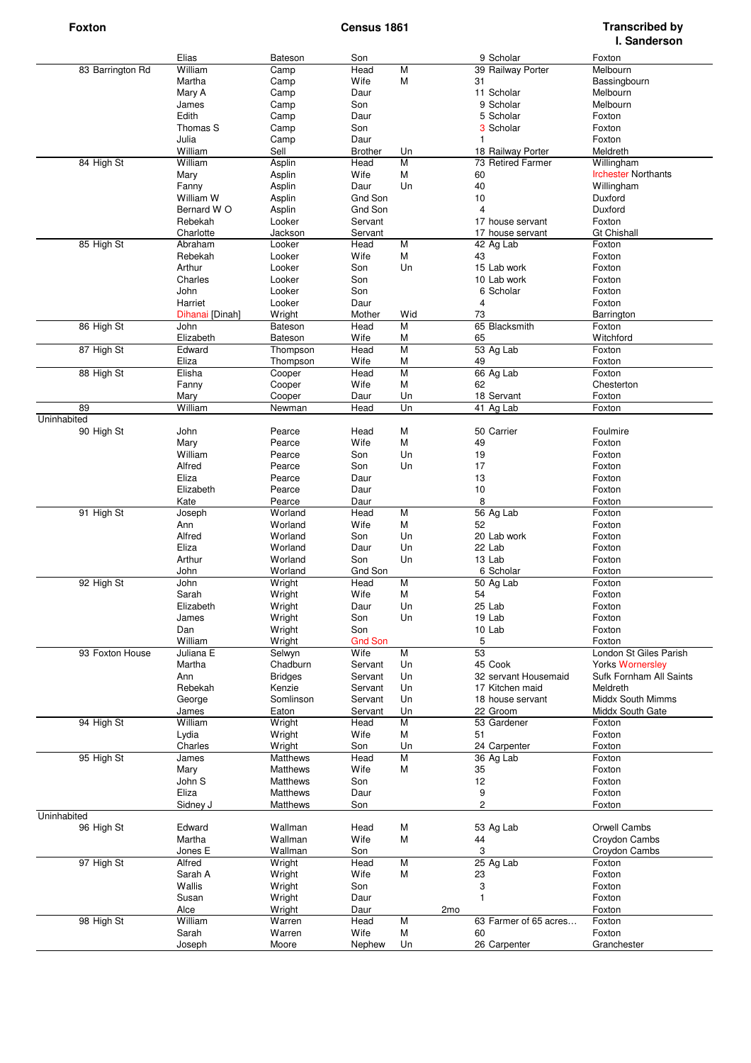**Foxton** **Census 1861** **Transcribed by I. Sanderson**

| | | | | | | | |
|---|---|---|---|---|---|---|---|
| | Elias | Bateson | Son | | | 9 Scholar | Foxton |
| 83 Barrington Rd | William | Camp | Head | M | | 39 Railway Porter | Melbourn |
| | Martha | Camp | Wife | M | | 31 | Bassingbourn |
| | Mary A | Camp | Daur | | | 11 Scholar | Melbourn |
| | James | Camp | Son | | | 9 Scholar | Melbourn |
| | Edith | Camp | Daur | | | 5 Scholar | Foxton |
| | Thomas S | Camp | Son | | | 3 Scholar | Foxton |
| | Julia | Camp | Daur | | | 1 | Foxton |
| | William | Sell | Brother | Un | | 18 Railway Porter | Meldreth |
| 84 High St | William | Asplin | Head | M | | 73 Retired Farmer | Willingham |
| | Mary | Asplin | Wife | M | | 60 | Irchester Northants |
| | Fanny | Asplin | Daur | Un | | 40 | Willingham |
| | William W | Asplin | Gnd Son | | | 10 | Duxford |
| | Bernard W O | Asplin | Gnd Son | | | 4 | Duxford |
| | Rebekah | Looker | Servant | | | 17 house servant | Foxton |
| | Charlotte | Jackson | Servant | | | 17 house servant | Gt Chishall |
| 85 High St | Abraham | Looker | Head | M | | 42 Ag Lab | Foxton |
| | Rebekah | Looker | Wife | M | | 43 | Foxton |
| | Arthur | Looker | Son | Un | | 15 Lab work | Foxton |
| | Charles | Looker | Son | | | 10 Lab work | Foxton |
| | John | Looker | Son | | | 6 Scholar | Foxton |
| | Harriet | Looker | Daur | | | 4 | Foxton |
| | Dihanai [Dinah] | Wright | Mother | Wid | | 73 | Barrington |
| 86 High St | John | Bateson | Head | M | | 65 Blacksmith | Foxton |
| | Elizabeth | Bateson | Wife | M | | 65 | Witchford |
| 87 High St | Edward | Thompson | Head | M | | 53 Ag Lab | Foxton |
| | Eliza | Thompson | Wife | M | | 49 | Foxton |
| 88 High St | Elisha | Cooper | Head | M | | 66 Ag Lab | Foxton |
| | Fanny | Cooper | Wife | M | | 62 | Chesterton |
| | Mary | Cooper | Daur | Un | | 18 Servant | Foxton |
| 89 | William | Newman | Head | Un | | 41 Ag Lab | Foxton |
| Uninhabited | | | | | | | |
| 90 High St | John | Pearce | Head | M | | 50 Carrier | Foulmire |
| | Mary | Pearce | Wife | M | | 49 | Foxton |
| | William | Pearce | Son | Un | | 19 | Foxton |
| | Alfred | Pearce | Son | Un | | 17 | Foxton |
| | Eliza | Pearce | Daur | | | 13 | Foxton |
| | Elizabeth | Pearce | Daur | | | 10 | Foxton |
| | Kate | Pearce | Daur | | | 8 | Foxton |
| 91 High St | Joseph | Worland | Head | M | | 56 Ag Lab | Foxton |
| | Ann | Worland | Wife | M | | 52 | Foxton |
| | Alfred | Worland | Son | Un | | 20 Lab work | Foxton |
| | Eliza | Worland | Daur | Un | | 22 Lab | Foxton |
| | Arthur | Worland | Son | Un | | 13 Lab | Foxton |
| | John | Worland | Gnd Son | | | 6 Scholar | Foxton |
| 92 High St | John | Wright | Head | M | | 50 Ag Lab | Foxton |
| | Sarah | Wright | Wife | M | | 54 | Foxton |
| | Elizabeth | Wright | Daur | Un | | 25 Lab | Foxton |
| | James | Wright | Son | Un | | 19 Lab | Foxton |
| | Dan | Wright | Son | | | 10 Lab | Foxton |
| | William | Wright | Gnd Son | | | 5 | Foxton |
| 93 Foxton House | Juliana E | Selwyn | Wife | M | | 53 | London St Giles Parish |
| | Martha | Chadburn | Servant | Un | | 45 Cook | Yorks Wornersley |
| | Ann | Bridges | Servant | Un | | 32 servant Housemaid | Sufk Fornham All Saints |
| | Rebekah | Kenzie | Servant | Un | | 17 Kitchen maid | Meldreth |
| | George | Somlinson | Servant | Un | | 18 house servant | Middx South Mimms |
| | James | Eaton | Servant | Un | | 22 Groom | Middx South Gate |
| 94 High St | William | Wright | Head | M | | 53 Gardener | Foxton |
| | Lydia | Wright | Wife | M | | 51 | Foxton |
| | Charles | Wright | Son | Un | | 24 Carpenter | Foxton |
| 95 High St | James | Matthews | Head | M | | 36 Ag Lab | Foxton |
| | Mary | Matthews | Wife | M | | 35 | Foxton |
| | John S | Matthews | Son | | | 12 | Foxton |
| | Eliza | Matthews | Daur | | | 9 | Foxton |
| | Sidney J | Matthews | Son | | | 2 | Foxton |
| Uninhabited | | | | | | | |
| 96 High St | Edward | Wallman | Head | M | | 53 Ag Lab | Orwell Cambs |
| | Martha | Wallman | Wife | M | | 44 | Croydon Cambs |
| | Jones E | Wallman | Son | | | 3 | Croydon Cambs |
| 97 High St | Alfred | Wright | Head | M | | 25 Ag Lab | Foxton |
| | Sarah A | Wright | Wife | M | | 23 | Foxton |
| | Wallis | Wright | Son | | | 3 | Foxton |
| | Susan | Wright | Daur | | | 1 | Foxton |
| | Alce | Wright | Daur | | 2mo | | Foxton |
| 98 High St | William | Warren | Head | M | | 63 Farmer of 65 acres… | Foxton |
| | Sarah | Warren | Wife | M | | 60 | Foxton |
| | Joseph | Moore | Nephew | Un | | 26 Carpenter | Granchester |